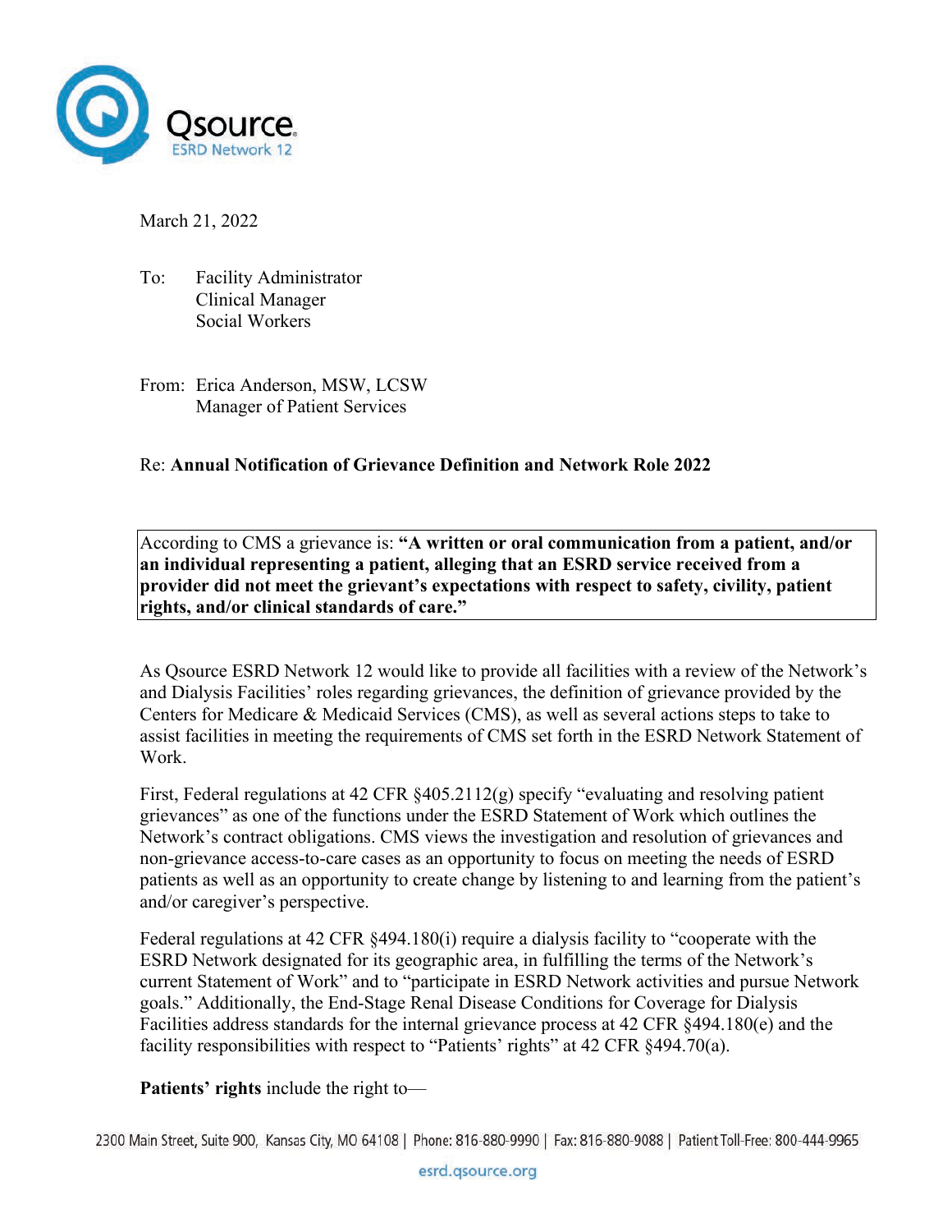Qsource
ESRD Network 12

March 21, 2022

To: Facility Administrator
Clinical Manager
Social Workers

From: Erica Anderson, MSW, LCSW
Manager of Patient Services

Re: **Annual Notification of Grievance Definition and Network Role 2022**

According to CMS a grievance is: **"A written or oral communication from a patient, and/or an individual representing a patient, alleging that an ESRD service received from a provider did not meet the grievant's expectations with respect to safety, civility, patient rights, and/or clinical standards of care."**

As Qsource ESRD Network 12 would like to provide all facilities with a review of the Network's and Dialysis Facilities' roles regarding grievances, the definition of grievance provided by the Centers for Medicare & Medicaid Services (CMS), as well as several actions steps to take to assist facilities in meeting the requirements of CMS set forth in the ESRD Network Statement of Work.

First, Federal regulations at 42 CFR §405.2112(g) specify "evaluating and resolving patient grievances" as one of the functions under the ESRD Statement of Work which outlines the Network's contract obligations. CMS views the investigation and resolution of grievances and non-grievance access-to-care cases as an opportunity to focus on meeting the needs of ESRD patients as well as an opportunity to create change by listening to and learning from the patient's and/or caregiver's perspective.

Federal regulations at 42 CFR §494.180(i) require a dialysis facility to "cooperate with the ESRD Network designated for its geographic area, in fulfilling the terms of the Network's current Statement of Work" and to "participate in ESRD Network activities and pursue Network goals." Additionally, the End-Stage Renal Disease Conditions for Coverage for Dialysis Facilities address standards for the internal grievance process at 42 CFR §494.180(e) and the facility responsibilities with respect to "Patients' rights" at 42 CFR §494.70(a).

**Patients' rights** include the right to—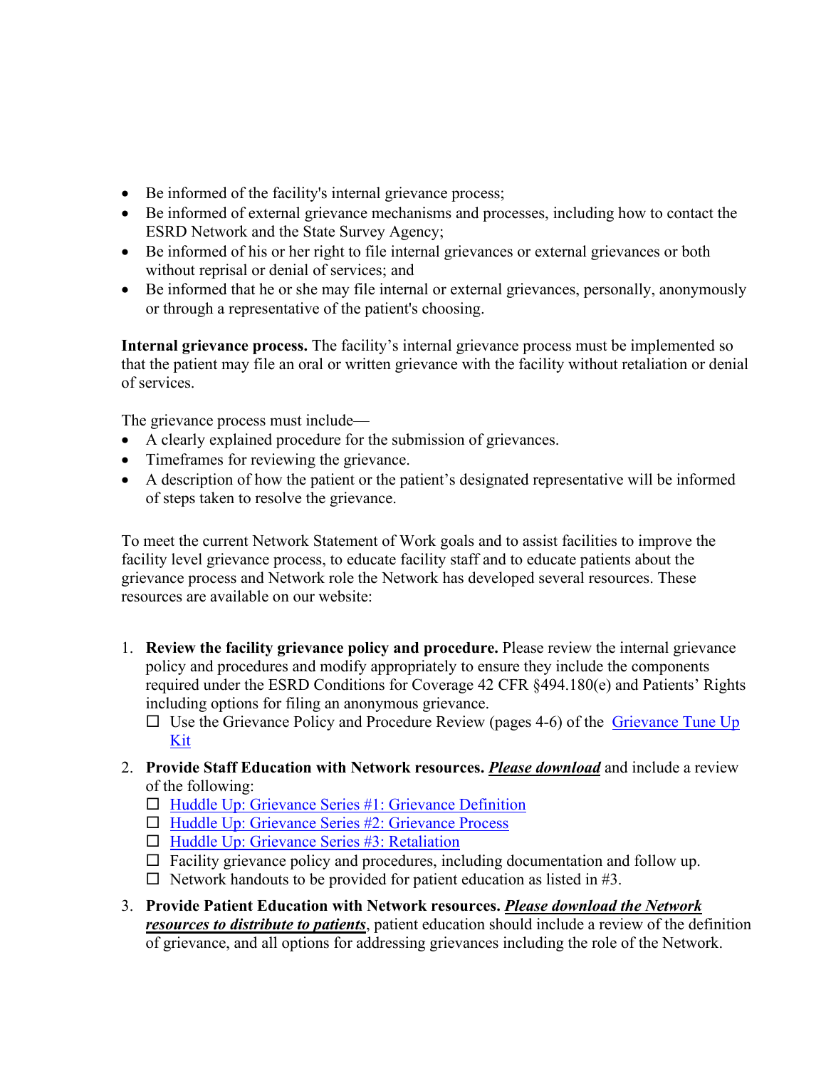- Be informed of the facility's internal grievance process;
- Be informed of external grievance mechanisms and processes, including how to contact the ESRD Network and the State Survey Agency;
- Be informed of his or her right to file internal grievances or external grievances or both without reprisal or denial of services; and
- Be informed that he or she may file internal or external grievances, personally, anonymously or through a representative of the patient's choosing.

**Internal grievance process.** The facility's internal grievance process must be implemented so that the patient may file an oral or written grievance with the facility without retaliation or denial of services.

The grievance process must include—

- A clearly explained procedure for the submission of grievances.
- Timeframes for reviewing the grievance.
- A description of how the patient or the patient's designated representative will be informed of steps taken to resolve the grievance.

To meet the current Network Statement of Work goals and to assist facilities to improve the facility level grievance process, to educate facility staff and to educate patients about the grievance process and Network role the Network has developed several resources. These resources are available on our website:

1. **Review the facility grievance policy and procedure.** Please review the internal grievance policy and procedures and modify appropriately to ensure they include the components required under the ESRD Conditions for Coverage 42 CFR §494.180(e) and Patients' Rights including options for filing an anonymous grievance.
   - ☐ Use the Grievance Policy and Procedure Review (pages 4-6) of the Grievance Tune Up Kit
2. **Provide Staff Education with Network resources.** ***<u>Please download</u>*** and include a review of the following:
   - ☐ Huddle Up: Grievance Series #1: Grievance Definition
   - ☐ Huddle Up: Grievance Series #2: Grievance Process
   - ☐ Huddle Up: Grievance Series #3: Retaliation
   - ☐ Facility grievance policy and procedures, including documentation and follow up.
   - ☐ Network handouts to be provided for patient education as listed in #3.
3. **Provide Patient Education with Network resources.** ***<u>Please download the Network resources to distribute to patients</u>***, patient education should include a review of the definition of grievance, and all options for addressing grievances including the role of the Network.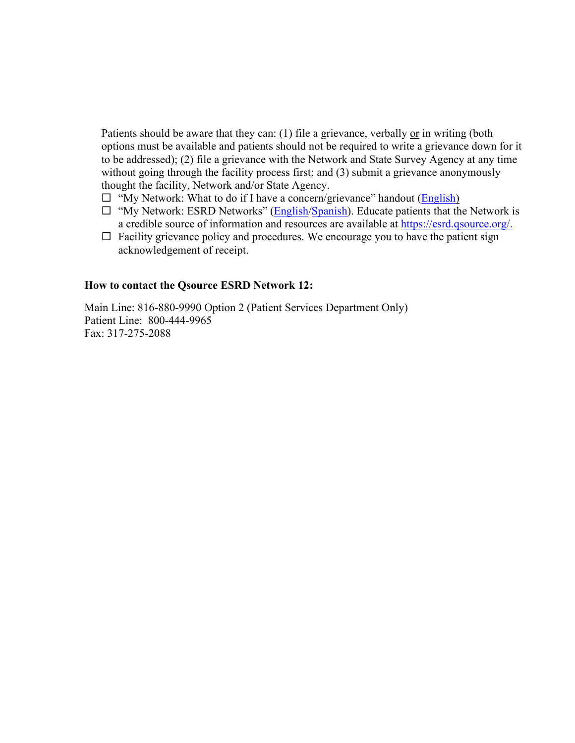Patients should be aware that they can: (1) file a grievance, verbally or in writing (both options must be available and patients should not be required to write a grievance down for it to be addressed); (2) file a grievance with the Network and State Survey Agency at any time without going through the facility process first; and (3) submit a grievance anonymously thought the facility, Network and/or State Agency.

- ☐ "My Network: What to do if I have a concern/grievance" handout (English)
- ☐ "My Network: ESRD Networks" (English/Spanish). Educate patients that the Network is a credible source of information and resources are available at https://esrd.qsource.org/.
- ☐ Facility grievance policy and procedures. We encourage you to have the patient sign acknowledgement of receipt.

**How to contact the Qsource ESRD Network 12:**

Main Line: 816-880-9990 Option 2 (Patient Services Department Only)
Patient Line: 800-444-9965
Fax: 317-275-2088